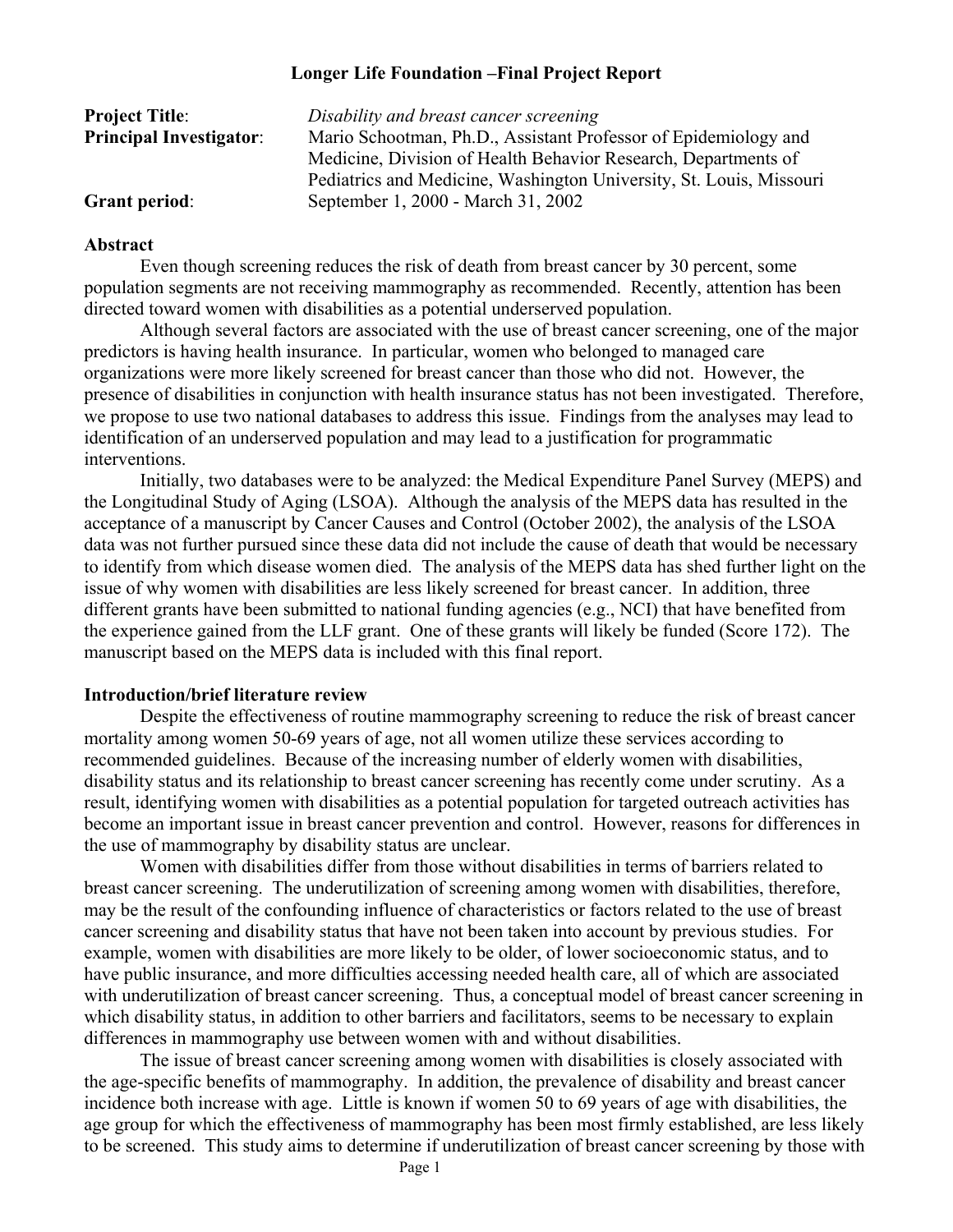**Longer Life Foundation –Final Project Report**

| | |
|---|---|
| **Project Title**: | *Disability and breast cancer screening* |
| **Principal Investigator**: | Mario Schootman, Ph.D., Assistant Professor of Epidemiology and Medicine, Division of Health Behavior Research, Departments of Pediatrics and Medicine, Washington University, St. Louis, Missouri |
| **Grant period**: | September 1, 2000 - March 31, 2002 |

**Abstract**

Even though screening reduces the risk of death from breast cancer by 30 percent, some population segments are not receiving mammography as recommended. Recently, attention has been directed toward women with disabilities as a potential underserved population.

Although several factors are associated with the use of breast cancer screening, one of the major predictors is having health insurance. In particular, women who belonged to managed care organizations were more likely screened for breast cancer than those who did not. However, the presence of disabilities in conjunction with health insurance status has not been investigated. Therefore, we propose to use two national databases to address this issue. Findings from the analyses may lead to identification of an underserved population and may lead to a justification for programmatic interventions.

Initially, two databases were to be analyzed: the Medical Expenditure Panel Survey (MEPS) and the Longitudinal Study of Aging (LSOA). Although the analysis of the MEPS data has resulted in the acceptance of a manuscript by Cancer Causes and Control (October 2002), the analysis of the LSOA data was not further pursued since these data did not include the cause of death that would be necessary to identify from which disease women died. The analysis of the MEPS data has shed further light on the issue of why women with disabilities are less likely screened for breast cancer. In addition, three different grants have been submitted to national funding agencies (e.g., NCI) that have benefited from the experience gained from the LLF grant. One of these grants will likely be funded (Score 172). The manuscript based on the MEPS data is included with this final report.

**Introduction/brief literature review**

Despite the effectiveness of routine mammography screening to reduce the risk of breast cancer mortality among women 50-69 years of age, not all women utilize these services according to recommended guidelines. Because of the increasing number of elderly women with disabilities, disability status and its relationship to breast cancer screening has recently come under scrutiny. As a result, identifying women with disabilities as a potential population for targeted outreach activities has become an important issue in breast cancer prevention and control. However, reasons for differences in the use of mammography by disability status are unclear.

Women with disabilities differ from those without disabilities in terms of barriers related to breast cancer screening. The underutilization of screening among women with disabilities, therefore, may be the result of the confounding influence of characteristics or factors related to the use of breast cancer screening and disability status that have not been taken into account by previous studies. For example, women with disabilities are more likely to be older, of lower socioeconomic status, and to have public insurance, and more difficulties accessing needed health care, all of which are associated with underutilization of breast cancer screening. Thus, a conceptual model of breast cancer screening in which disability status, in addition to other barriers and facilitators, seems to be necessary to explain differences in mammography use between women with and without disabilities.

The issue of breast cancer screening among women with disabilities is closely associated with the age-specific benefits of mammography. In addition, the prevalence of disability and breast cancer incidence both increase with age. Little is known if women 50 to 69 years of age with disabilities, the age group for which the effectiveness of mammography has been most firmly established, are less likely to be screened. This study aims to determine if underutilization of breast cancer screening by those with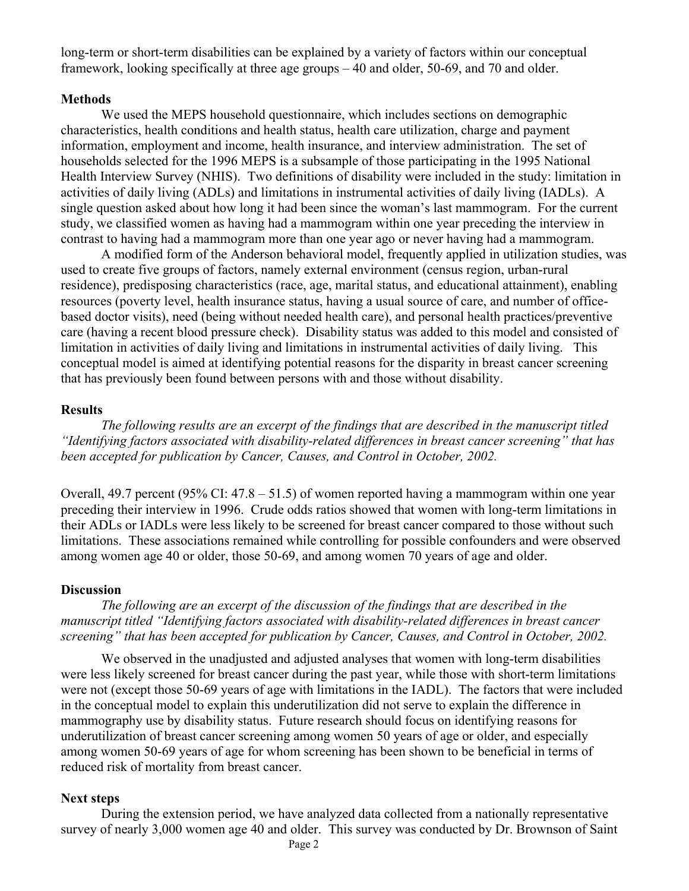long-term or short-term disabilities can be explained by a variety of factors within our conceptual framework, looking specifically at three age groups – 40 and older, 50-69, and 70 and older.

**Methods**

We used the MEPS household questionnaire, which includes sections on demographic characteristics, health conditions and health status, health care utilization, charge and payment information, employment and income, health insurance, and interview administration. The set of households selected for the 1996 MEPS is a subsample of those participating in the 1995 National Health Interview Survey (NHIS). Two definitions of disability were included in the study: limitation in activities of daily living (ADLs) and limitations in instrumental activities of daily living (IADLs). A single question asked about how long it had been since the woman's last mammogram. For the current study, we classified women as having had a mammogram within one year preceding the interview in contrast to having had a mammogram more than one year ago or never having had a mammogram.

A modified form of the Anderson behavioral model, frequently applied in utilization studies, was used to create five groups of factors, namely external environment (census region, urban-rural residence), predisposing characteristics (race, age, marital status, and educational attainment), enabling resources (poverty level, health insurance status, having a usual source of care, and number of office-based doctor visits), need (being without needed health care), and personal health practices/preventive care (having a recent blood pressure check). Disability status was added to this model and consisted of limitation in activities of daily living and limitations in instrumental activities of daily living. This conceptual model is aimed at identifying potential reasons for the disparity in breast cancer screening that has previously been found between persons with and those without disability.

**Results**

*The following results are an excerpt of the findings that are described in the manuscript titled "Identifying factors associated with disability-related differences in breast cancer screening" that has been accepted for publication by Cancer, Causes, and Control in October, 2002.*

Overall, 49.7 percent (95% CI: 47.8 – 51.5) of women reported having a mammogram within one year preceding their interview in 1996. Crude odds ratios showed that women with long-term limitations in their ADLs or IADLs were less likely to be screened for breast cancer compared to those without such limitations. These associations remained while controlling for possible confounders and were observed among women age 40 or older, those 50-69, and among women 70 years of age and older.

**Discussion**

*The following are an excerpt of the discussion of the findings that are described in the manuscript titled "Identifying factors associated with disability-related differences in breast cancer screening" that has been accepted for publication by Cancer, Causes, and Control in October, 2002.*

We observed in the unadjusted and adjusted analyses that women with long-term disabilities were less likely screened for breast cancer during the past year, while those with short-term limitations were not (except those 50-69 years of age with limitations in the IADL). The factors that were included in the conceptual model to explain this underutilization did not serve to explain the difference in mammography use by disability status. Future research should focus on identifying reasons for underutilization of breast cancer screening among women 50 years of age or older, and especially among women 50-69 years of age for whom screening has been shown to be beneficial in terms of reduced risk of mortality from breast cancer.

**Next steps**

During the extension period, we have analyzed data collected from a nationally representative survey of nearly 3,000 women age 40 and older. This survey was conducted by Dr. Brownson of Saint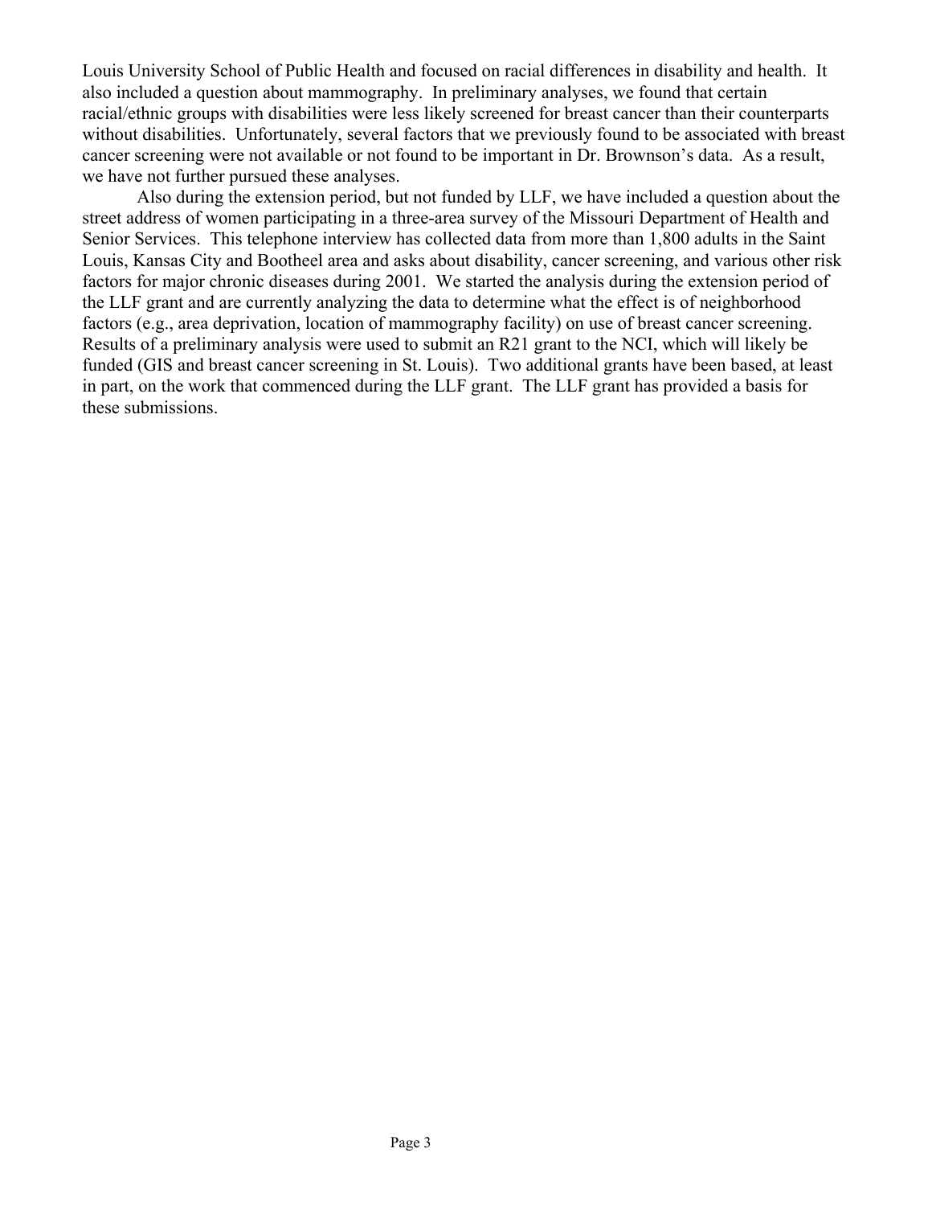Louis University School of Public Health and focused on racial differences in disability and health. It also included a question about mammography. In preliminary analyses, we found that certain racial/ethnic groups with disabilities were less likely screened for breast cancer than their counterparts without disabilities. Unfortunately, several factors that we previously found to be associated with breast cancer screening were not available or not found to be important in Dr. Brownson's data. As a result, we have not further pursued these analyses.

Also during the extension period, but not funded by LLF, we have included a question about the street address of women participating in a three-area survey of the Missouri Department of Health and Senior Services. This telephone interview has collected data from more than 1,800 adults in the Saint Louis, Kansas City and Bootheel area and asks about disability, cancer screening, and various other risk factors for major chronic diseases during 2001. We started the analysis during the extension period of the LLF grant and are currently analyzing the data to determine what the effect is of neighborhood factors (e.g., area deprivation, location of mammography facility) on use of breast cancer screening. Results of a preliminary analysis were used to submit an R21 grant to the NCI, which will likely be funded (GIS and breast cancer screening in St. Louis). Two additional grants have been based, at least in part, on the work that commenced during the LLF grant. The LLF grant has provided a basis for these submissions.